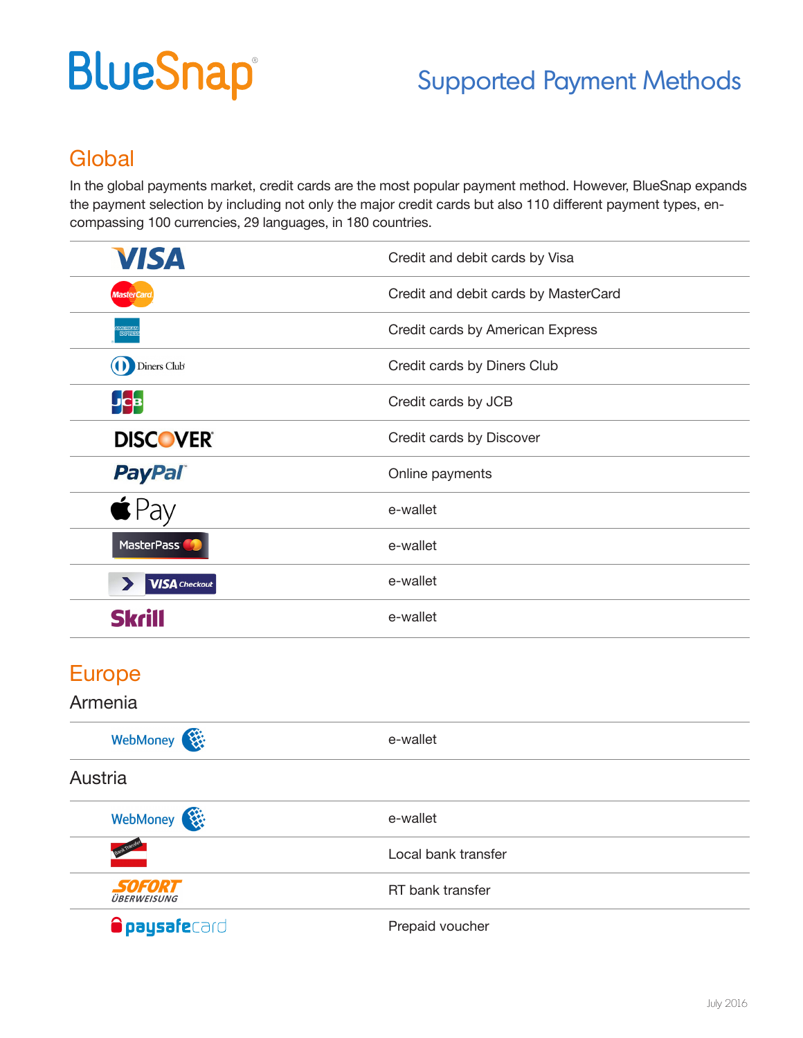# BlueSnap

## Supported Payment Methods

## Global

In the global payments market, credit cards are the most popular payment method. However, BlueSnap expands the payment selection by including not only the major credit cards but also 110 different payment types, encompassing 100 currencies, 29 languages, in 180 countries.

| Payment Method | Description |
| --- | --- |
| VISA | Credit and debit cards by Visa |
| MasterCard | Credit and debit cards by MasterCard |
| American Express | Credit cards by American Express |
| Diners Club | Credit cards by Diners Club |
| JCB | Credit cards by JCB |
| DISCOVER | Credit cards by Discover |
| PayPal | Online payments |
| Apple Pay | e-wallet |
| MasterPass | e-wallet |
| VISA Checkout | e-wallet |
| Skrill | e-wallet |

## Europe

### Armenia

| Payment Method | Description |
| --- | --- |
| WebMoney | e-wallet |

### Austria

| Payment Method | Description |
| --- | --- |
| WebMoney | e-wallet |
| Bank Transfer | Local bank transfer |
| SOFORT ÜBERWEISUNG | RT bank transfer |
| paysafecard | Prepaid voucher |

July 2016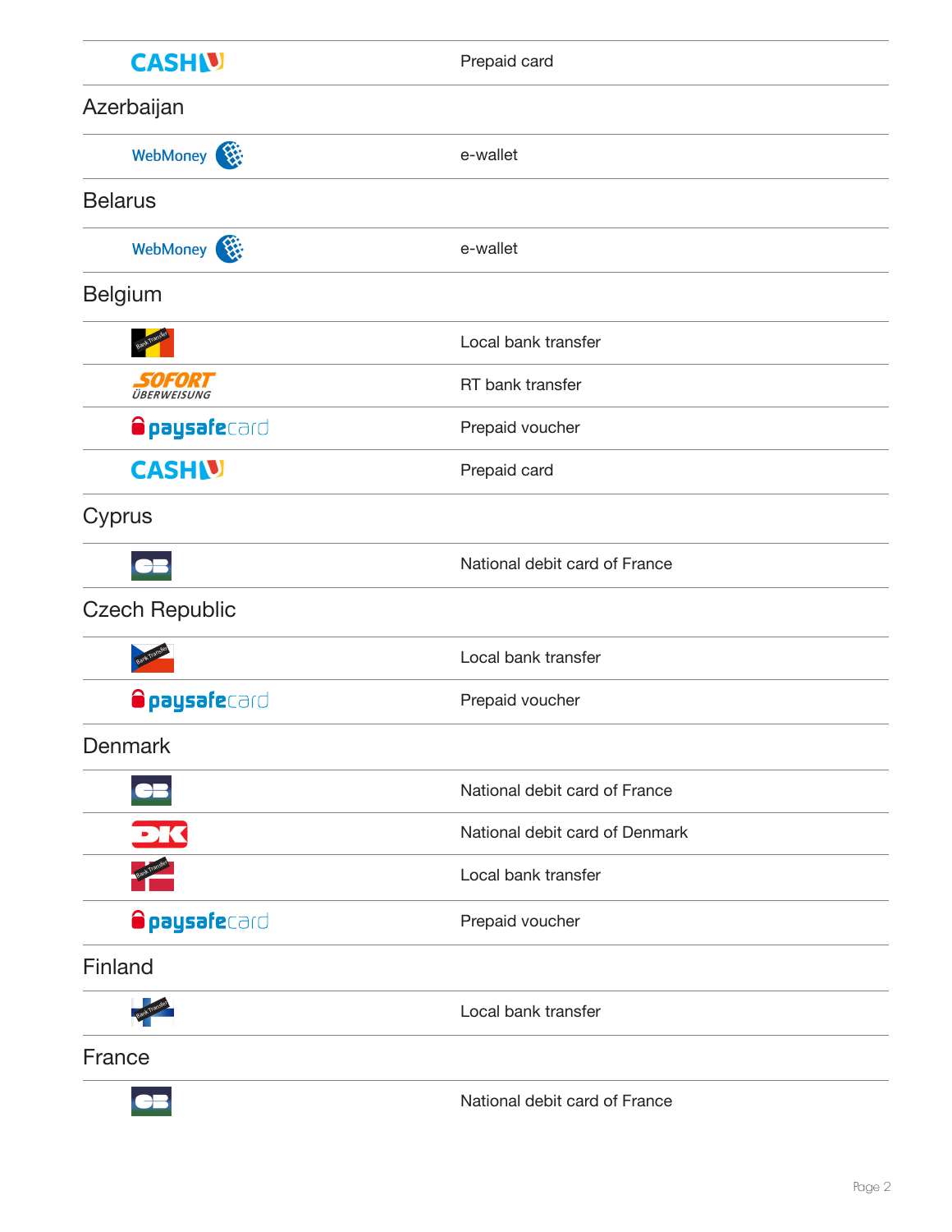| | |
|---|---|
| CASHU | Prepaid card |

## Azerbaijan

| | |
|---|---|
| WebMoney | e-wallet |

## Belarus

| | |
|---|---|
| WebMoney | e-wallet |

## Belgium

| | |
|---|---|
| Bank Transfer | Local bank transfer |
| SOFORT ÜBERWEISUNG | RT bank transfer |
| paysafecard | Prepaid voucher |
| CASHU | Prepaid card |

## Cyprus

| | |
|---|---|
| CB | National debit card of France |

## Czech Republic

| | |
|---|---|
| Bank Transfer | Local bank transfer |
| paysafecard | Prepaid voucher |

## Denmark

| | |
|---|---|
| CB | National debit card of France |
| DK | National debit card of Denmark |
| Bank Transfer | Local bank transfer |
| paysafecard | Prepaid voucher |

## Finland

| | |
|---|---|
| Bank Transfer | Local bank transfer |

## France

| | |
|---|---|
| CB | National debit card of France |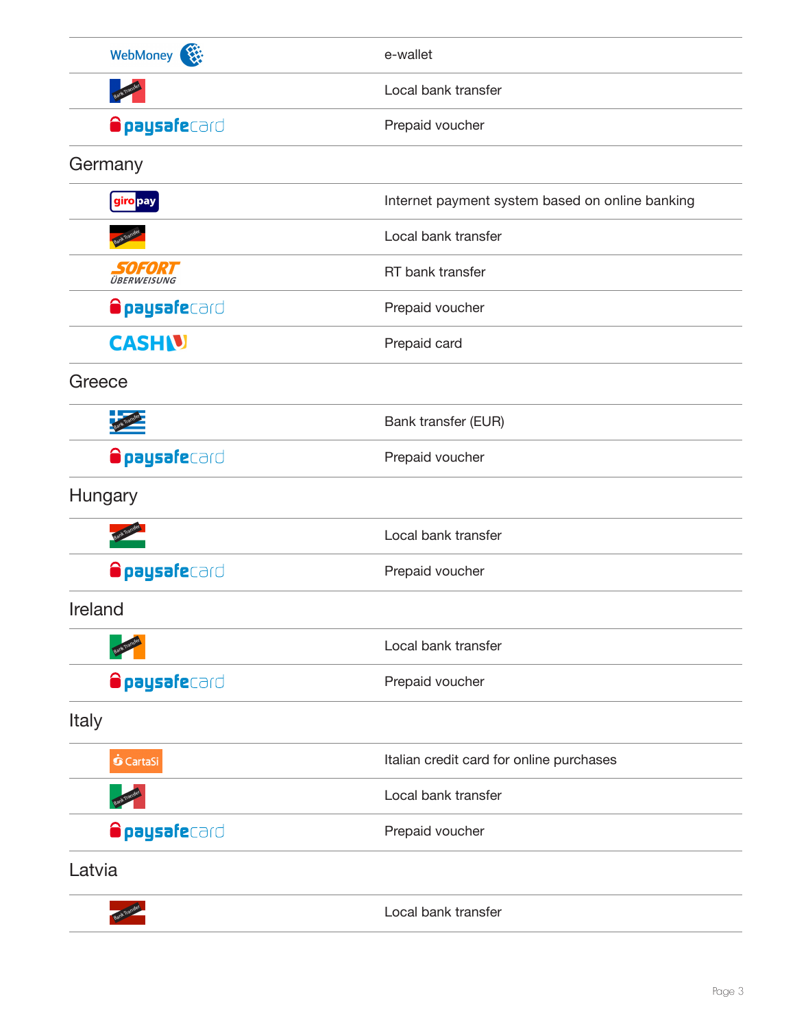| | |
|---|---|
| WebMoney | e-wallet |
| Bank Transfer | Local bank transfer |
| paysafecard | Prepaid voucher |

## Germany

| | |
|---|---|
| giropay | Internet payment system based on online banking |
| Bank Transfer | Local bank transfer |
| SOFORT ÜBERWEISUNG | RT bank transfer |
| paysafecard | Prepaid voucher |
| CASH-U | Prepaid card |

## Greece

| | |
|---|---|
| Bank Transfer | Bank transfer (EUR) |
| paysafecard | Prepaid voucher |

## Hungary

| | |
|---|---|
| Bank Transfer | Local bank transfer |
| paysafecard | Prepaid voucher |

## Ireland

| | |
|---|---|
| Bank Transfer | Local bank transfer |
| paysafecard | Prepaid voucher |

## Italy

| | |
|---|---|
| CartaSi | Italian credit card for online purchases |
| Bank Transfer | Local bank transfer |
| paysafecard | Prepaid voucher |

## Latvia

| | |
|---|---|
| Bank Transfer | Local bank transfer |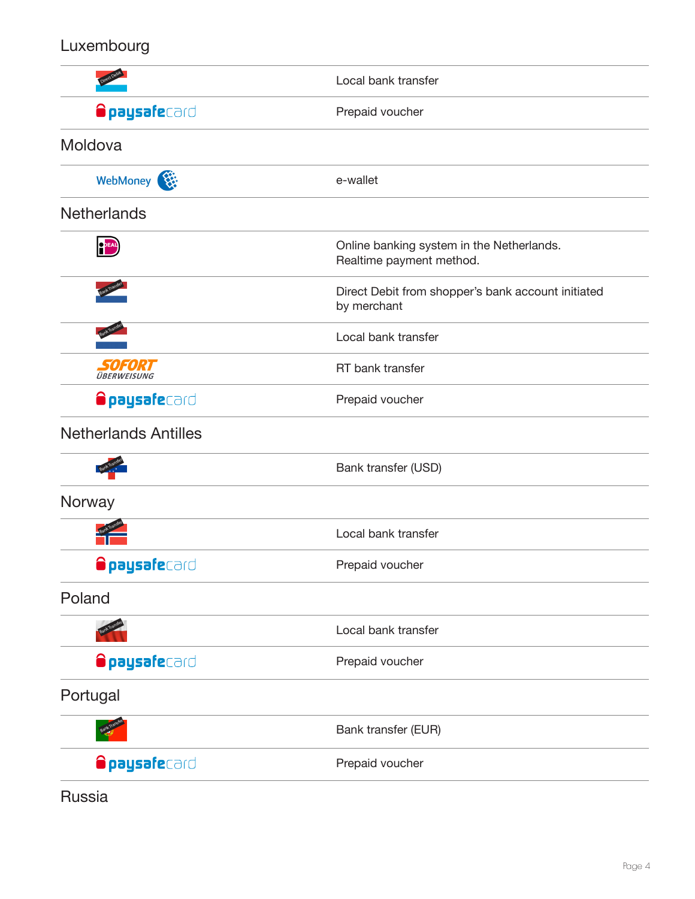## Luxembourg

| | |
|---|---|
| Direct Debit | Local bank transfer |
| paysafecard | Prepaid voucher |

## Moldova

| | |
|---|---|
| WebMoney | e-wallet |

## Netherlands

| | |
|---|---|
| iDEAL | Online banking system in the Netherlands. Realtime payment method. |
| Bank Transfer | Direct Debit from shopper's bank account initiated by merchant |
| Bank Transfer | Local bank transfer |
| SOFORT ÜBERWEISUNG | RT bank transfer |
| paysafecard | Prepaid voucher |

## Netherlands Antilles

| | |
|---|---|
| Bank Transfer | Bank transfer (USD) |

## Norway

| | |
|---|---|
| Bank Transfer | Local bank transfer |
| paysafecard | Prepaid voucher |

## Poland

| | |
|---|---|
| Bank Transfer | Local bank transfer |
| paysafecard | Prepaid voucher |

## Portugal

| | |
|---|---|
| Bank Transfer | Bank transfer (EUR) |
| paysafecard | Prepaid voucher |

## Russia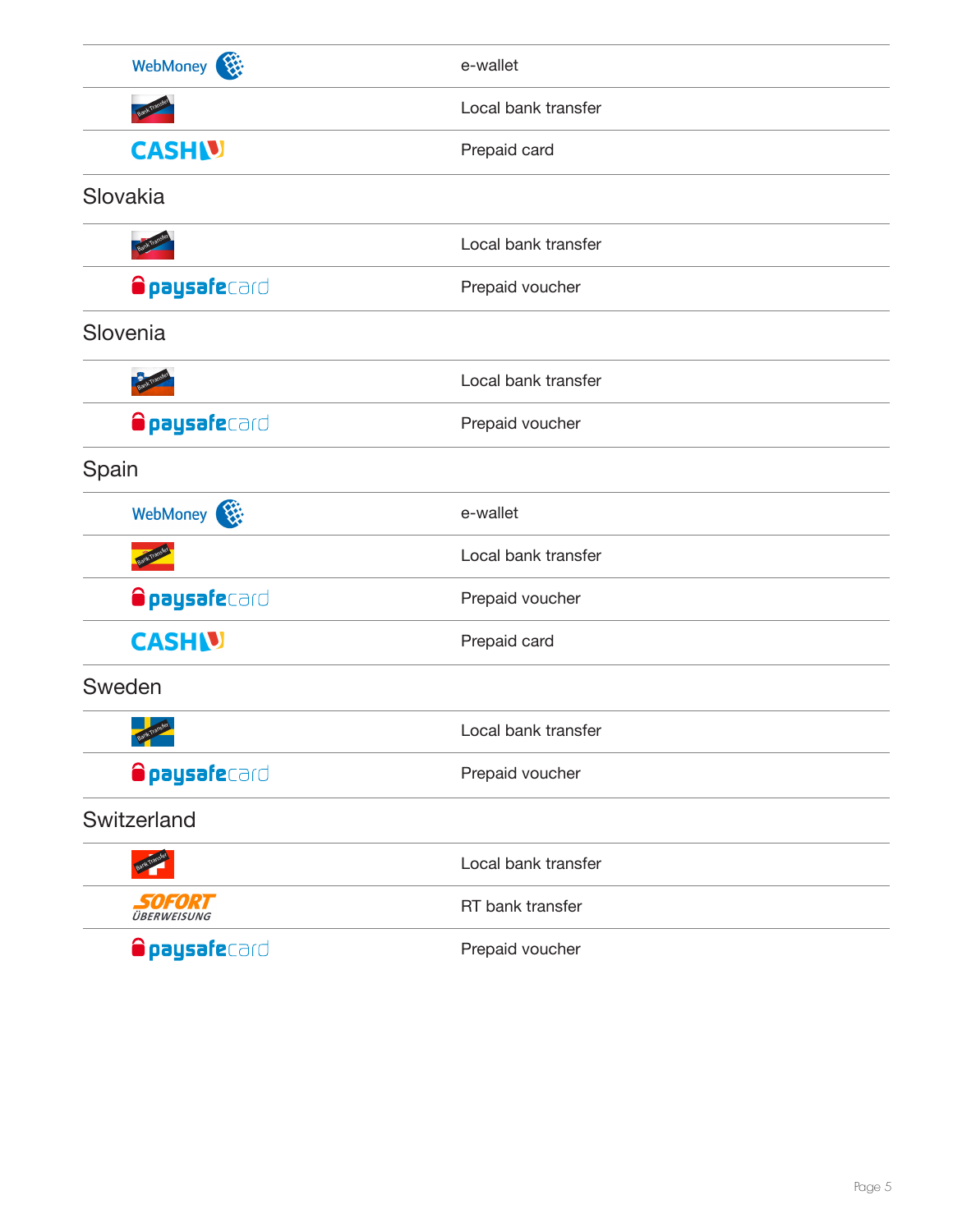| | |
|---|---|
| WebMoney | e-wallet |
| Bank Transfer | Local bank transfer |
| CASHU | Prepaid card |

## Slovakia

| | |
|---|---|
| Bank Transfer | Local bank transfer |
| paysafecard | Prepaid voucher |

## Slovenia

| | |
|---|---|
| Bank Transfer | Local bank transfer |
| paysafecard | Prepaid voucher |

## Spain

| | |
|---|---|
| WebMoney | e-wallet |
| Bank Transfer | Local bank transfer |
| paysafecard | Prepaid voucher |
| CASHU | Prepaid card |

## Sweden

| | |
|---|---|
| Bank Transfer | Local bank transfer |
| paysafecard | Prepaid voucher |

## Switzerland

| | |
|---|---|
| Bank Transfer | Local bank transfer |
| SOFORT ÜBERWEISUNG | RT bank transfer |
| paysafecard | Prepaid voucher |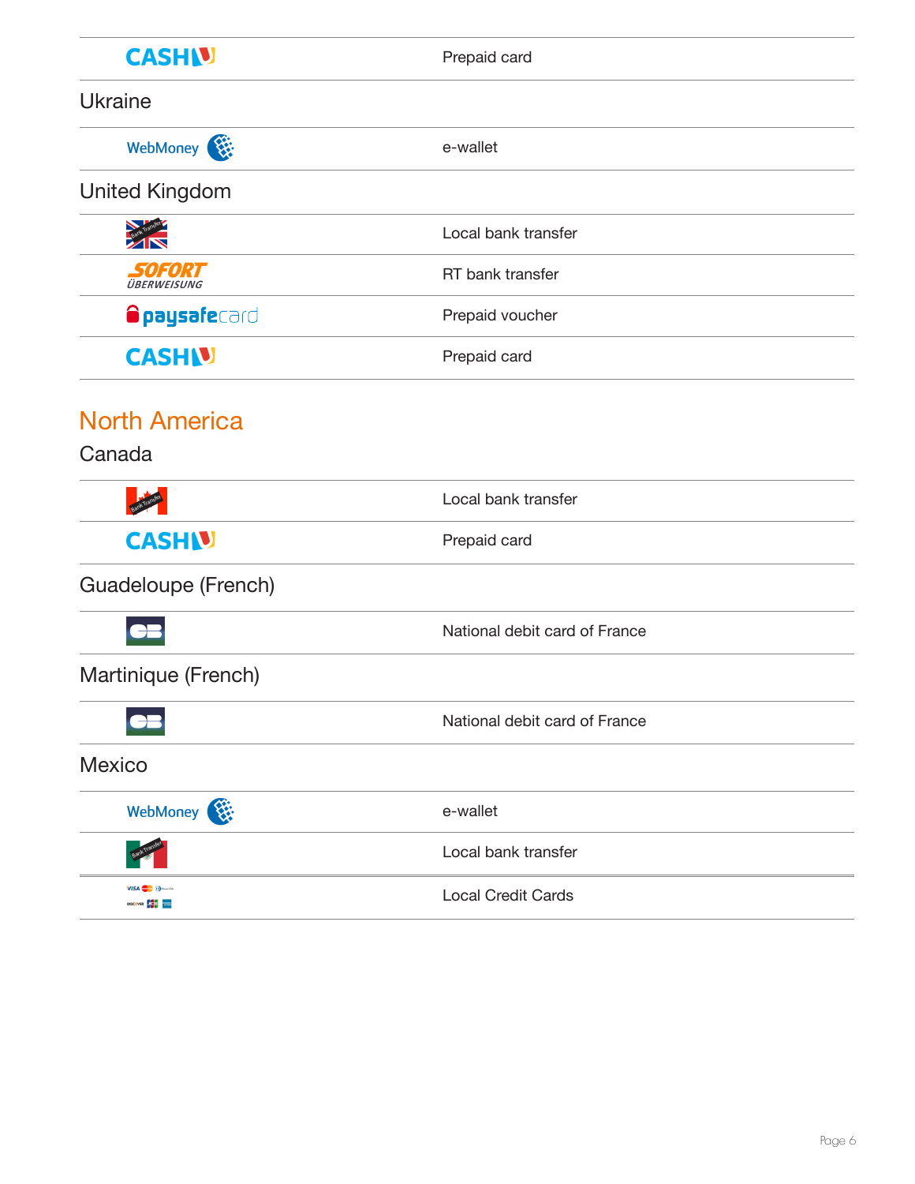| | |
|---|---|
| CASHU | Prepaid card |

### Ukraine

| | |
|---|---|
| WebMoney | e-wallet |

### United Kingdom

| | |
|---|---|
| Bank Transfer | Local bank transfer |
| SOFORT ÜBERWEISUNG | RT bank transfer |
| paysafecard | Prepaid voucher |
| CASHU | Prepaid card |

## North America

### Canada

| | |
|---|---|
| Bank Transfer | Local bank transfer |
| CASHU | Prepaid card |

### Guadeloupe (French)

| | |
|---|---|
| CB | National debit card of France |

### Martinique (French)

| | |
|---|---|
| CB | National debit card of France |

### Mexico

| | |
|---|---|
| WebMoney | e-wallet |
| Bank Transfer | Local bank transfer |
| VISA, MasterCard, Diners Club, Discover, JCB, American Express | Local Credit Cards |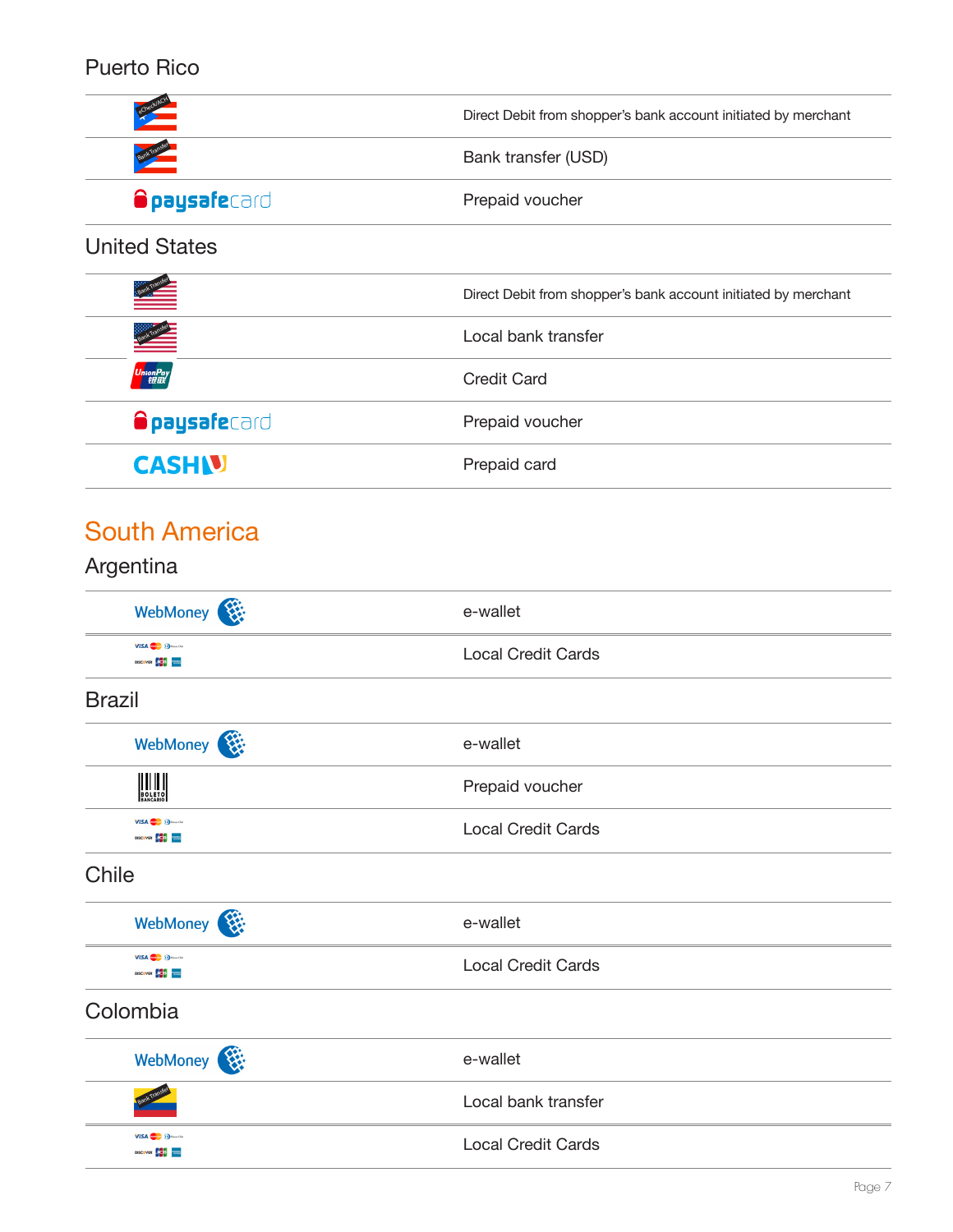### Puerto Rico

| | |
|---|---|
| eCheck/ACH | Direct Debit from shopper's bank account initiated by merchant |
| Bank Transfer | Bank transfer (USD) |
| paysafecard | Prepaid voucher |

### United States

| | |
|---|---|
| Bank Transfer | Direct Debit from shopper's bank account initiated by merchant |
| Bank Transfer | Local bank transfer |
| UnionPay 银联 | Credit Card |
| paysafecard | Prepaid voucher |
| CASHU | Prepaid card |

## South America

### Argentina

| | |
|---|---|
| WebMoney | e-wallet |
| VISA, MasterCard, Diners Club, Discover, JCB, American Express | Local Credit Cards |

### Brazil

| | |
|---|---|
| WebMoney | e-wallet |
| BOLETO BANCARIO | Prepaid voucher |
| VISA, MasterCard, Diners Club, Discover, JCB, American Express | Local Credit Cards |

### Chile

| | |
|---|---|
| WebMoney | e-wallet |
| VISA, MasterCard, Diners Club, Discover, JCB, American Express | Local Credit Cards |

### Colombia

| | |
|---|---|
| WebMoney | e-wallet |
| Bank Transfer | Local bank transfer |
| VISA, MasterCard, Diners Club, Discover, JCB, American Express | Local Credit Cards |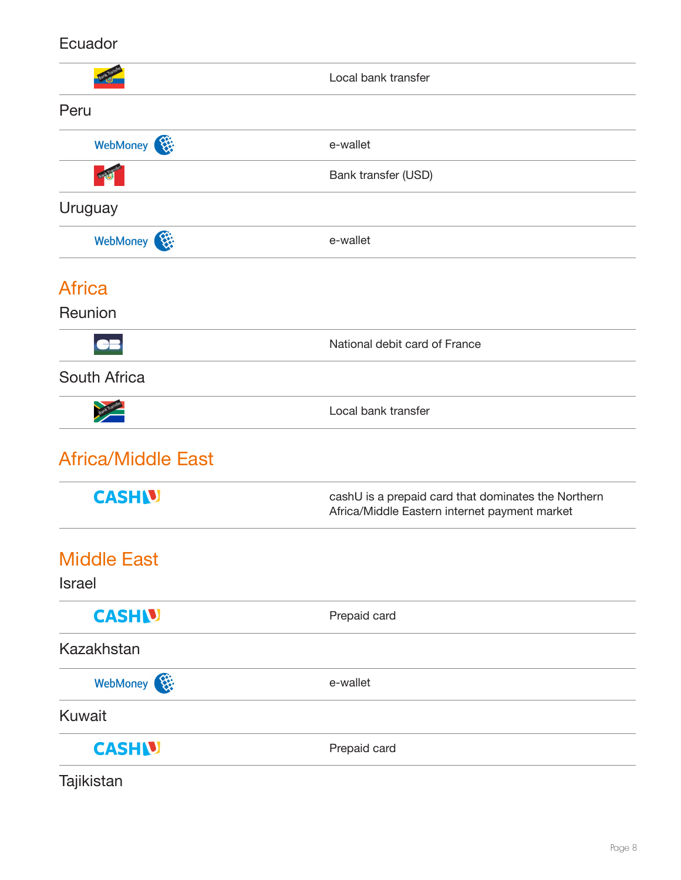### Ecuador

| | |
|---|---|
| Bank Transfer | Local bank transfer |

### Peru

| | |
|---|---|
| WebMoney | e-wallet |
| Bank Transfer | Bank transfer (USD) |

### Uruguay

| | |
|---|---|
| WebMoney | e-wallet |

## Africa

### Reunion

| | |
|---|---|
| CB | National debit card of France |

### South Africa

| | |
|---|---|
| Bank Transfer | Local bank transfer |

## Africa/Middle East

| | |
|---|---|
| CASHU | cashU is a prepaid card that dominates the Northern Africa/Middle Eastern internet payment market |

## Middle East

### Israel

| | |
|---|---|
| CASHU | Prepaid card |

### Kazakhstan

| | |
|---|---|
| WebMoney | e-wallet |

### Kuwait

| | |
|---|---|
| CASHU | Prepaid card |

### Tajikistan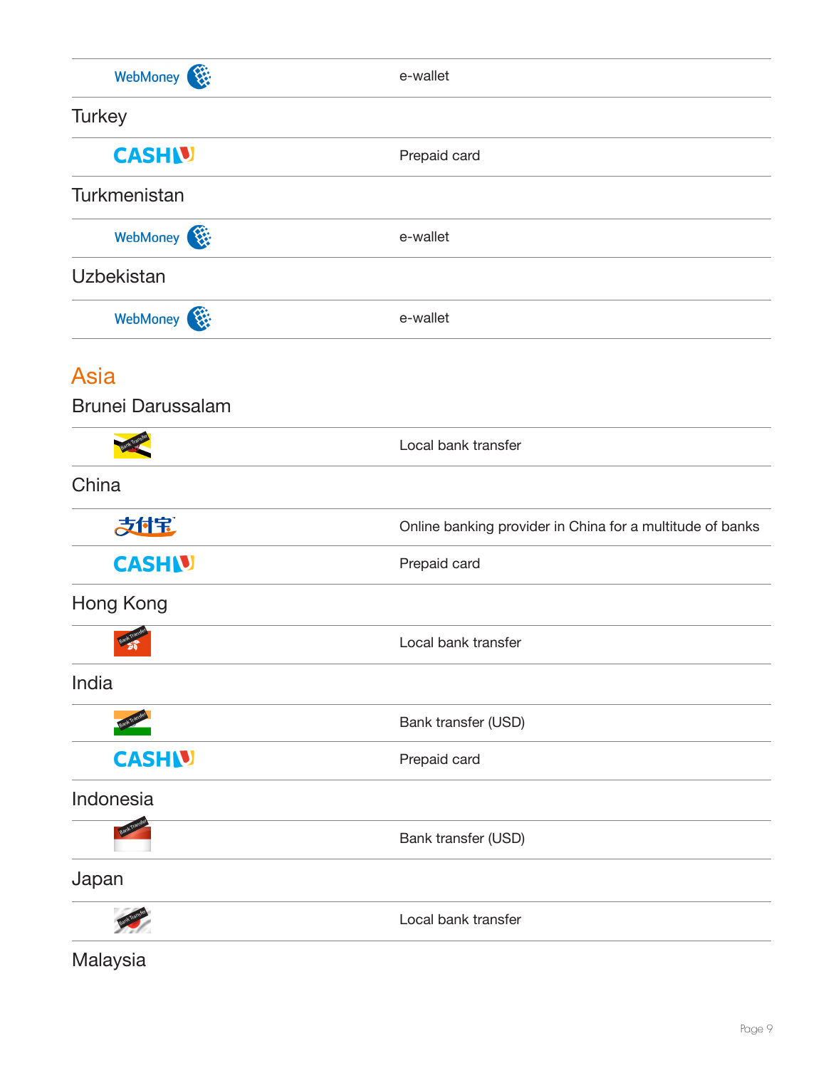| | |
|---|---|
| WebMoney | e-wallet |

### Turkey

| | |
|---|---|
| CASHU | Prepaid card |

### Turkmenistan

| | |
|---|---|
| WebMoney | e-wallet |

### Uzbekistan

| | |
|---|---|
| WebMoney | e-wallet |

## Asia

### Brunei Darussalam

| | |
|---|---|
| Bank Transfer | Local bank transfer |

### China

| | |
|---|---|
| 支付宝 | Online banking provider in China for a multitude of banks |
| CASHU | Prepaid card |

### Hong Kong

| | |
|---|---|
| Bank Transfer | Local bank transfer |

### India

| | |
|---|---|
| Bank Transfer | Bank transfer (USD) |
| CASHU | Prepaid card |

### Indonesia

| | |
|---|---|
| Bank Transfer | Bank transfer (USD) |

### Japan

| | |
|---|---|
| Bank Transfer | Local bank transfer |

### Malaysia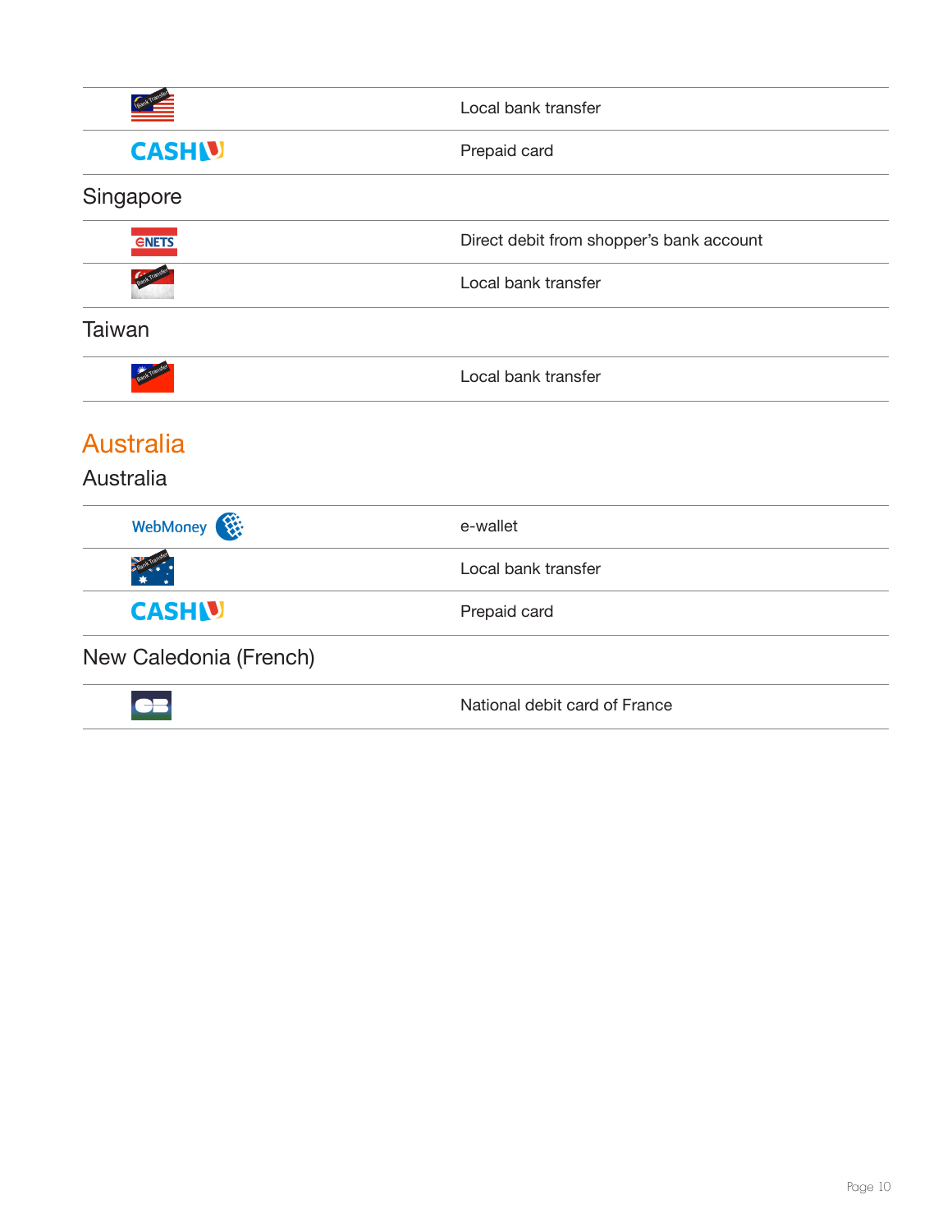| | |
|---|---|
| | Local bank transfer |
| CASHU | Prepaid card |

## Singapore

| | |
|---|---|
| eNETS | Direct debit from shopper's bank account |
| | Local bank transfer |

## Taiwan

| | |
|---|---|
| | Local bank transfer |

# Australia

## Australia

| | |
|---|---|
| WebMoney | e-wallet |
| | Local bank transfer |
| CASHU | Prepaid card |

## New Caledonia (French)

| | |
|---|---|
| CB | National debit card of France |